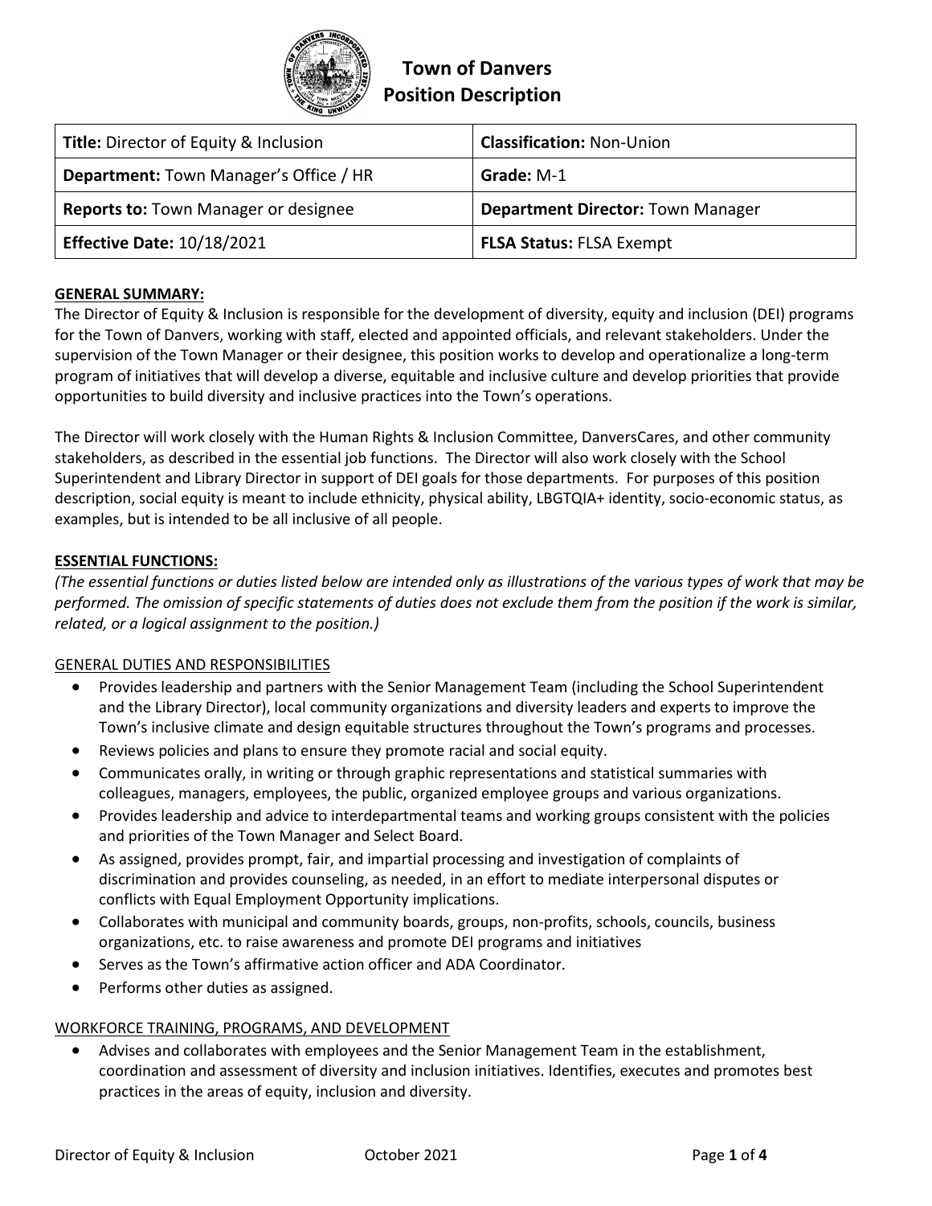# Town of Danvers
## Position Description

| **Title:** Director of Equity & Inclusion | **Classification:** Non-Union |
|---|---|
| **Department:** Town Manager's Office / HR | **Grade:** M-1 |
| **Reports to:** Town Manager or designee | **Department Director:** Town Manager |
| **Effective Date:** 10/18/2021 | **FLSA Status:** FLSA Exempt |

### GENERAL SUMMARY:

The Director of Equity & Inclusion is responsible for the development of diversity, equity and inclusion (DEI) programs for the Town of Danvers, working with staff, elected and appointed officials, and relevant stakeholders. Under the supervision of the Town Manager or their designee, this position works to develop and operationalize a long-term program of initiatives that will develop a diverse, equitable and inclusive culture and develop priorities that provide opportunities to build diversity and inclusive practices into the Town's operations.

The Director will work closely with the Human Rights & Inclusion Committee, DanversCares, and other community stakeholders, as described in the essential job functions. The Director will also work closely with the School Superintendent and Library Director in support of DEI goals for those departments. For purposes of this position description, social equity is meant to include ethnicity, physical ability, LBGTQIA+ identity, socio-economic status, as examples, but is intended to be all inclusive of all people.

### ESSENTIAL FUNCTIONS:

*(The essential functions or duties listed below are intended only as illustrations of the various types of work that may be performed. The omission of specific statements of duties does not exclude them from the position if the work is similar, related, or a logical assignment to the position.)*

#### GENERAL DUTIES AND RESPONSIBILITIES

- Provides leadership and partners with the Senior Management Team (including the School Superintendent and the Library Director), local community organizations and diversity leaders and experts to improve the Town's inclusive climate and design equitable structures throughout the Town's programs and processes.
- Reviews policies and plans to ensure they promote racial and social equity.
- Communicates orally, in writing or through graphic representations and statistical summaries with colleagues, managers, employees, the public, organized employee groups and various organizations.
- Provides leadership and advice to interdepartmental teams and working groups consistent with the policies and priorities of the Town Manager and Select Board.
- As assigned, provides prompt, fair, and impartial processing and investigation of complaints of discrimination and provides counseling, as needed, in an effort to mediate interpersonal disputes or conflicts with Equal Employment Opportunity implications.
- Collaborates with municipal and community boards, groups, non-profits, schools, councils, business organizations, etc. to raise awareness and promote DEI programs and initiatives
- Serves as the Town's affirmative action officer and ADA Coordinator.
- Performs other duties as assigned.

#### WORKFORCE TRAINING, PROGRAMS, AND DEVELOPMENT

- Advises and collaborates with employees and the Senior Management Team in the establishment, coordination and assessment of diversity and inclusion initiatives. Identifies, executes and promotes best practices in the areas of equity, inclusion and diversity.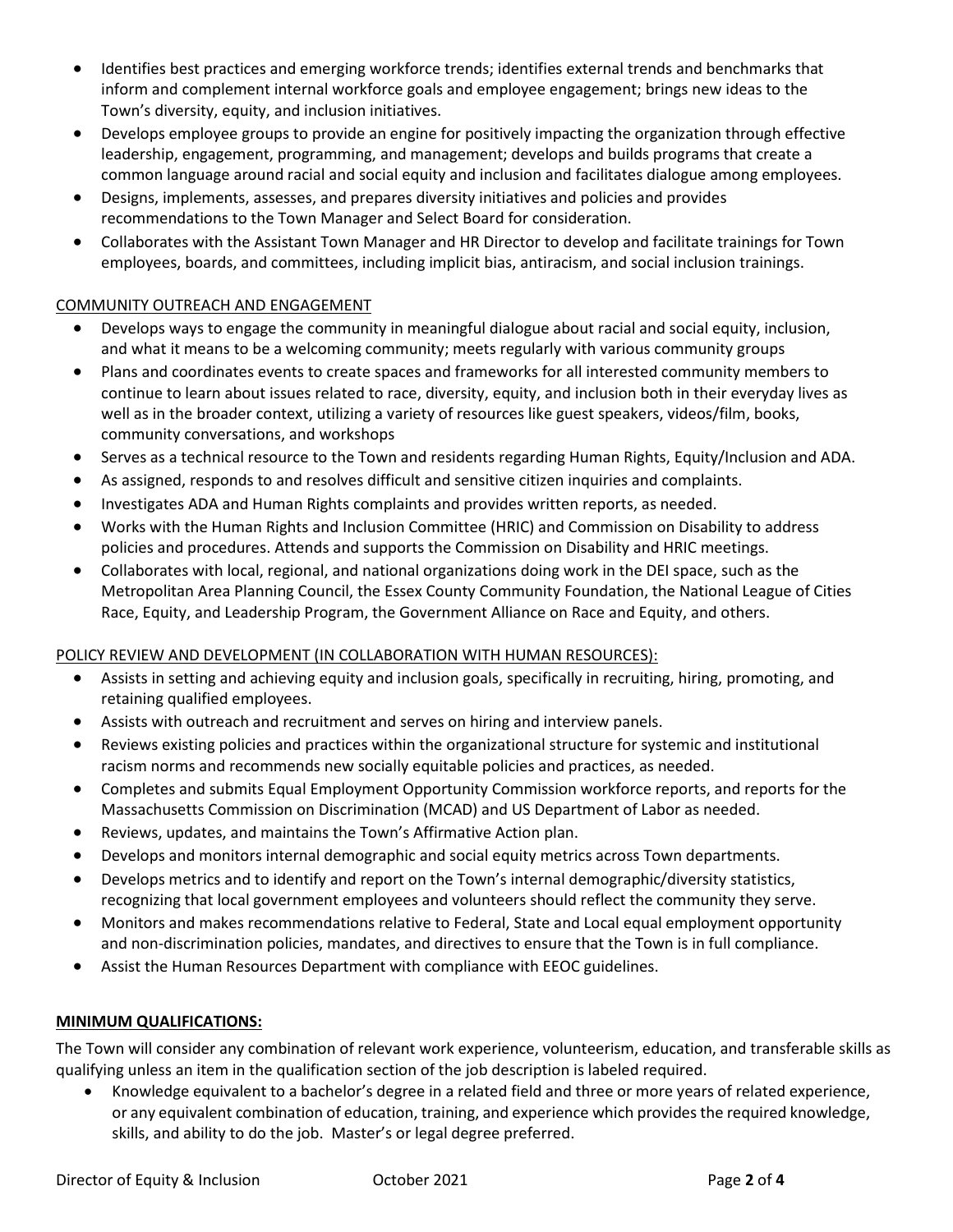- Identifies best practices and emerging workforce trends; identifies external trends and benchmarks that inform and complement internal workforce goals and employee engagement; brings new ideas to the Town's diversity, equity, and inclusion initiatives.
- Develops employee groups to provide an engine for positively impacting the organization through effective leadership, engagement, programming, and management; develops and builds programs that create a common language around racial and social equity and inclusion and facilitates dialogue among employees.
- Designs, implements, assesses, and prepares diversity initiatives and policies and provides recommendations to the Town Manager and Select Board for consideration.
- Collaborates with the Assistant Town Manager and HR Director to develop and facilitate trainings for Town employees, boards, and committees, including implicit bias, antiracism, and social inclusion trainings.

<u>COMMUNITY OUTREACH AND ENGAGEMENT</u>

- Develops ways to engage the community in meaningful dialogue about racial and social equity, inclusion, and what it means to be a welcoming community; meets regularly with various community groups
- Plans and coordinates events to create spaces and frameworks for all interested community members to continue to learn about issues related to race, diversity, equity, and inclusion both in their everyday lives as well as in the broader context, utilizing a variety of resources like guest speakers, videos/film, books, community conversations, and workshops
- Serves as a technical resource to the Town and residents regarding Human Rights, Equity/Inclusion and ADA.
- As assigned, responds to and resolves difficult and sensitive citizen inquiries and complaints.
- Investigates ADA and Human Rights complaints and provides written reports, as needed.
- Works with the Human Rights and Inclusion Committee (HRIC) and Commission on Disability to address policies and procedures. Attends and supports the Commission on Disability and HRIC meetings.
- Collaborates with local, regional, and national organizations doing work in the DEI space, such as the Metropolitan Area Planning Council, the Essex County Community Foundation, the National League of Cities Race, Equity, and Leadership Program, the Government Alliance on Race and Equity, and others.

<u>POLICY REVIEW AND DEVELOPMENT (IN COLLABORATION WITH HUMAN RESOURCES):</u>

- Assists in setting and achieving equity and inclusion goals, specifically in recruiting, hiring, promoting, and retaining qualified employees.
- Assists with outreach and recruitment and serves on hiring and interview panels.
- Reviews existing policies and practices within the organizational structure for systemic and institutional racism norms and recommends new socially equitable policies and practices, as needed.
- Completes and submits Equal Employment Opportunity Commission workforce reports, and reports for the Massachusetts Commission on Discrimination (MCAD) and US Department of Labor as needed.
- Reviews, updates, and maintains the Town's Affirmative Action plan.
- Develops and monitors internal demographic and social equity metrics across Town departments.
- Develops metrics and to identify and report on the Town's internal demographic/diversity statistics, recognizing that local government employees and volunteers should reflect the community they serve.
- Monitors and makes recommendations relative to Federal, State and Local equal employment opportunity and non-discrimination policies, mandates, and directives to ensure that the Town is in full compliance.
- Assist the Human Resources Department with compliance with EEOC guidelines.

**<u>MINIMUM QUALIFICATIONS:</u>**

The Town will consider any combination of relevant work experience, volunteerism, education, and transferable skills as qualifying unless an item in the qualification section of the job description is labeled required.

- Knowledge equivalent to a bachelor's degree in a related field and three or more years of related experience, or any equivalent combination of education, training, and experience which provides the required knowledge, skills, and ability to do the job. Master's or legal degree preferred.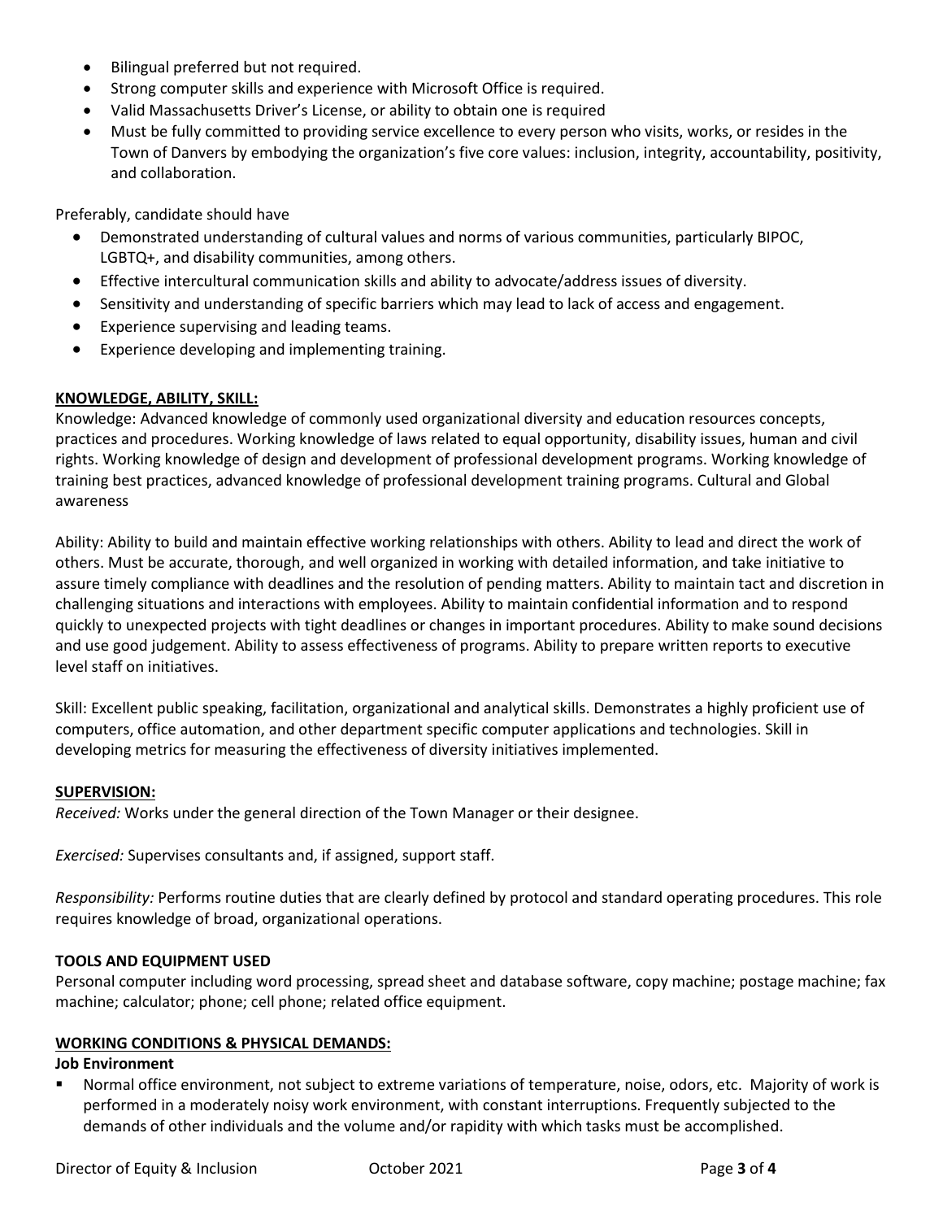- Bilingual preferred but not required.
- Strong computer skills and experience with Microsoft Office is required.
- Valid Massachusetts Driver's License, or ability to obtain one is required
- Must be fully committed to providing service excellence to every person who visits, works, or resides in the Town of Danvers by embodying the organization's five core values: inclusion, integrity, accountability, positivity, and collaboration.

Preferably, candidate should have

- Demonstrated understanding of cultural values and norms of various communities, particularly BIPOC, LGBTQ+, and disability communities, among others.
- Effective intercultural communication skills and ability to advocate/address issues of diversity.
- Sensitivity and understanding of specific barriers which may lead to lack of access and engagement.
- Experience supervising and leading teams.
- Experience developing and implementing training.

## KNOWLEDGE, ABILITY, SKILL:

Knowledge: Advanced knowledge of commonly used organizational diversity and education resources concepts, practices and procedures. Working knowledge of laws related to equal opportunity, disability issues, human and civil rights. Working knowledge of design and development of professional development programs. Working knowledge of training best practices, advanced knowledge of professional development training programs. Cultural and Global awareness

Ability: Ability to build and maintain effective working relationships with others. Ability to lead and direct the work of others. Must be accurate, thorough, and well organized in working with detailed information, and take initiative to assure timely compliance with deadlines and the resolution of pending matters. Ability to maintain tact and discretion in challenging situations and interactions with employees. Ability to maintain confidential information and to respond quickly to unexpected projects with tight deadlines or changes in important procedures. Ability to make sound decisions and use good judgement. Ability to assess effectiveness of programs. Ability to prepare written reports to executive level staff on initiatives.

Skill: Excellent public speaking, facilitation, organizational and analytical skills. Demonstrates a highly proficient use of computers, office automation, and other department specific computer applications and technologies. Skill in developing metrics for measuring the effectiveness of diversity initiatives implemented.

## SUPERVISION:

*Received:* Works under the general direction of the Town Manager or their designee.

*Exercised:* Supervises consultants and, if assigned, support staff.

*Responsibility:* Performs routine duties that are clearly defined by protocol and standard operating procedures. This role requires knowledge of broad, organizational operations.

## TOOLS AND EQUIPMENT USED

Personal computer including word processing, spread sheet and database software, copy machine; postage machine; fax machine; calculator; phone; cell phone; related office equipment.

## WORKING CONDITIONS & PHYSICAL DEMANDS:

### Job Environment

- Normal office environment, not subject to extreme variations of temperature, noise, odors, etc. Majority of work is performed in a moderately noisy work environment, with constant interruptions. Frequently subjected to the demands of other individuals and the volume and/or rapidity with which tasks must be accomplished.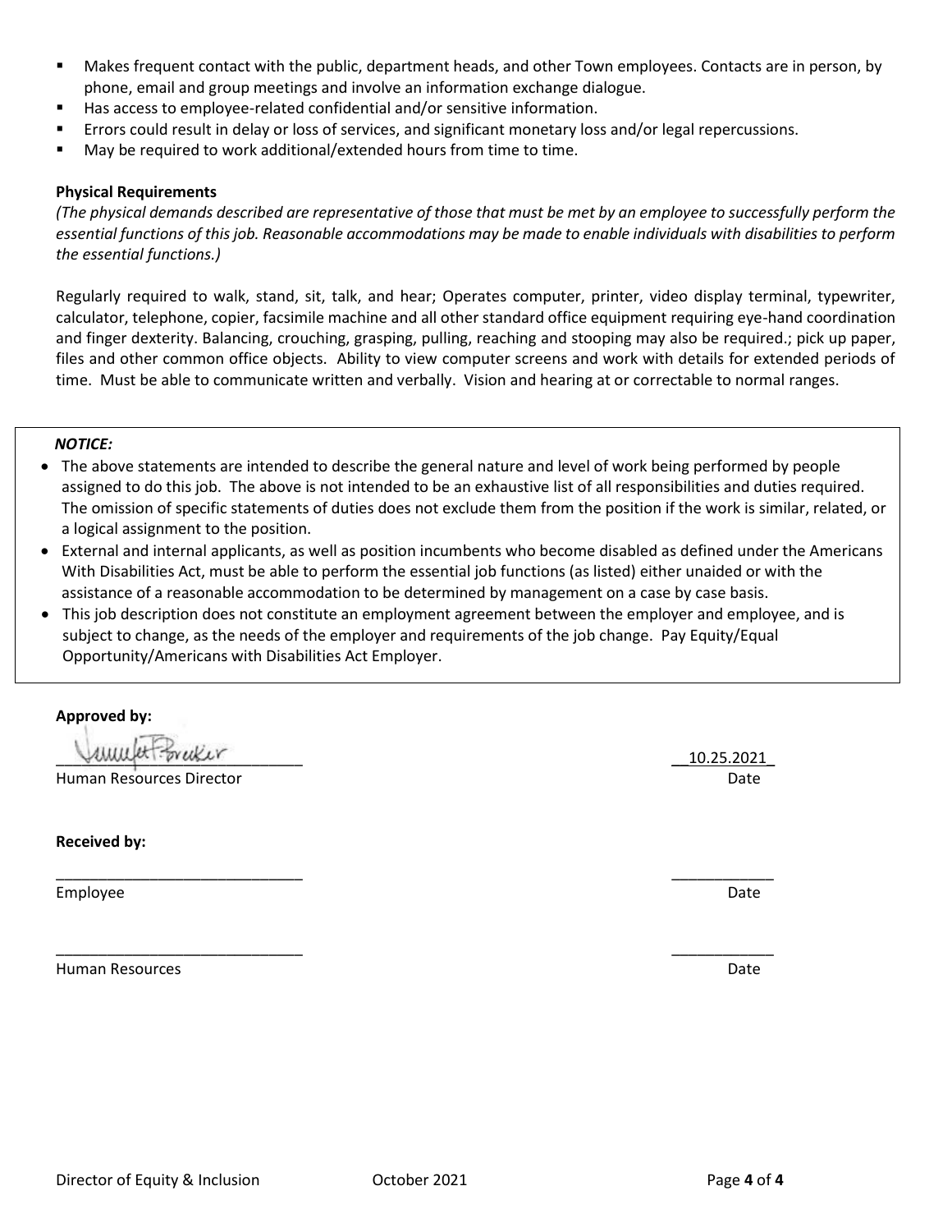- Makes frequent contact with the public, department heads, and other Town employees. Contacts are in person, by phone, email and group meetings and involve an information exchange dialogue.
- Has access to employee-related confidential and/or sensitive information.
- Errors could result in delay or loss of services, and significant monetary loss and/or legal repercussions.
- May be required to work additional/extended hours from time to time.

**Physical Requirements**

*(The physical demands described are representative of those that must be met by an employee to successfully perform the essential functions of this job. Reasonable accommodations may be made to enable individuals with disabilities to perform the essential functions.)*

Regularly required to walk, stand, sit, talk, and hear; Operates computer, printer, video display terminal, typewriter, calculator, telephone, copier, facsimile machine and all other standard office equipment requiring eye-hand coordination and finger dexterity. Balancing, crouching, grasping, pulling, reaching and stooping may also be required.; pick up paper, files and other common office objects. Ability to view computer screens and work with details for extended periods of time. Must be able to communicate written and verbally. Vision and hearing at or correctable to normal ranges.

***NOTICE:***

- The above statements are intended to describe the general nature and level of work being performed by people assigned to do this job. The above is not intended to be an exhaustive list of all responsibilities and duties required. The omission of specific statements of duties does not exclude them from the position if the work is similar, related, or a logical assignment to the position.
- External and internal applicants, as well as position incumbents who become disabled as defined under the Americans With Disabilities Act, must be able to perform the essential job functions (as listed) either unaided or with the assistance of a reasonable accommodation to be determined by management on a case by case basis.
- This job description does not constitute an employment agreement between the employer and employee, and is subject to change, as the needs of the employer and requirements of the job change. Pay Equity/Equal Opportunity/Americans with Disabilities Act Employer.

**Approved by:**

Jennifer F. Brucker ____________________ 10.25.2021

Human Resources Director — Date

**Received by:**

______________________________ ____________

Employee — Date

______________________________ ____________

Human Resources — Date